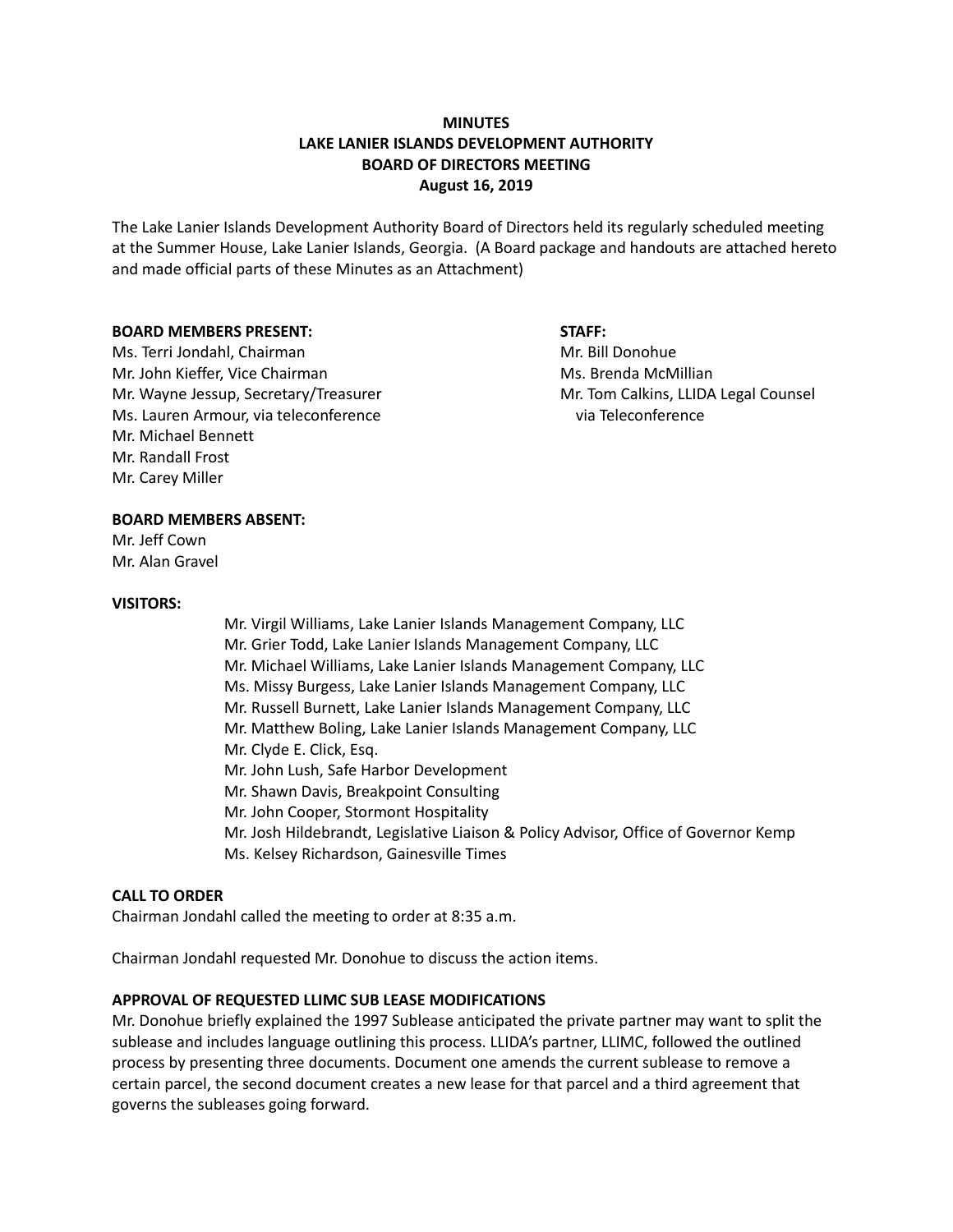**MINUTES**
**LAKE LANIER ISLANDS DEVELOPMENT AUTHORITY**
**BOARD OF DIRECTORS MEETING**
**August 16, 2019**

The Lake Lanier Islands Development Authority Board of Directors held its regularly scheduled meeting at the Summer House, Lake Lanier Islands, Georgia. (A Board package and handouts are attached hereto and made official parts of these Minutes as an Attachment)

**BOARD MEMBERS PRESENT:**

Ms. Terri Jondahl, Chairman
Mr. John Kieffer, Vice Chairman
Mr. Wayne Jessup, Secretary/Treasurer
Ms. Lauren Armour, via teleconference
Mr. Michael Bennett
Mr. Randall Frost
Mr. Carey Miller

**STAFF:**

Mr. Bill Donohue
Ms. Brenda McMillian
Mr. Tom Calkins, LLIDA Legal Counsel via Teleconference

**BOARD MEMBERS ABSENT:**

Mr. Jeff Cown
Mr. Alan Gravel

**VISITORS:**

Mr. Virgil Williams, Lake Lanier Islands Management Company, LLC
Mr. Grier Todd, Lake Lanier Islands Management Company, LLC
Mr. Michael Williams, Lake Lanier Islands Management Company, LLC
Ms. Missy Burgess, Lake Lanier Islands Management Company, LLC
Mr. Russell Burnett, Lake Lanier Islands Management Company, LLC
Mr. Matthew Boling, Lake Lanier Islands Management Company, LLC
Mr. Clyde E. Click, Esq.
Mr. John Lush, Safe Harbor Development
Mr. Shawn Davis, Breakpoint Consulting
Mr. John Cooper, Stormont Hospitality
Mr. Josh Hildebrandt, Legislative Liaison & Policy Advisor, Office of Governor Kemp
Ms. Kelsey Richardson, Gainesville Times

**CALL TO ORDER**

Chairman Jondahl called the meeting to order at 8:35 a.m.

Chairman Jondahl requested Mr. Donohue to discuss the action items.

**APPROVAL OF REQUESTED LLIMC SUB LEASE MODIFICATIONS**

Mr. Donohue briefly explained the 1997 Sublease anticipated the private partner may want to split the sublease and includes language outlining this process. LLIDA's partner, LLIMC, followed the outlined process by presenting three documents. Document one amends the current sublease to remove a certain parcel, the second document creates a new lease for that parcel and a third agreement that governs the subleases going forward.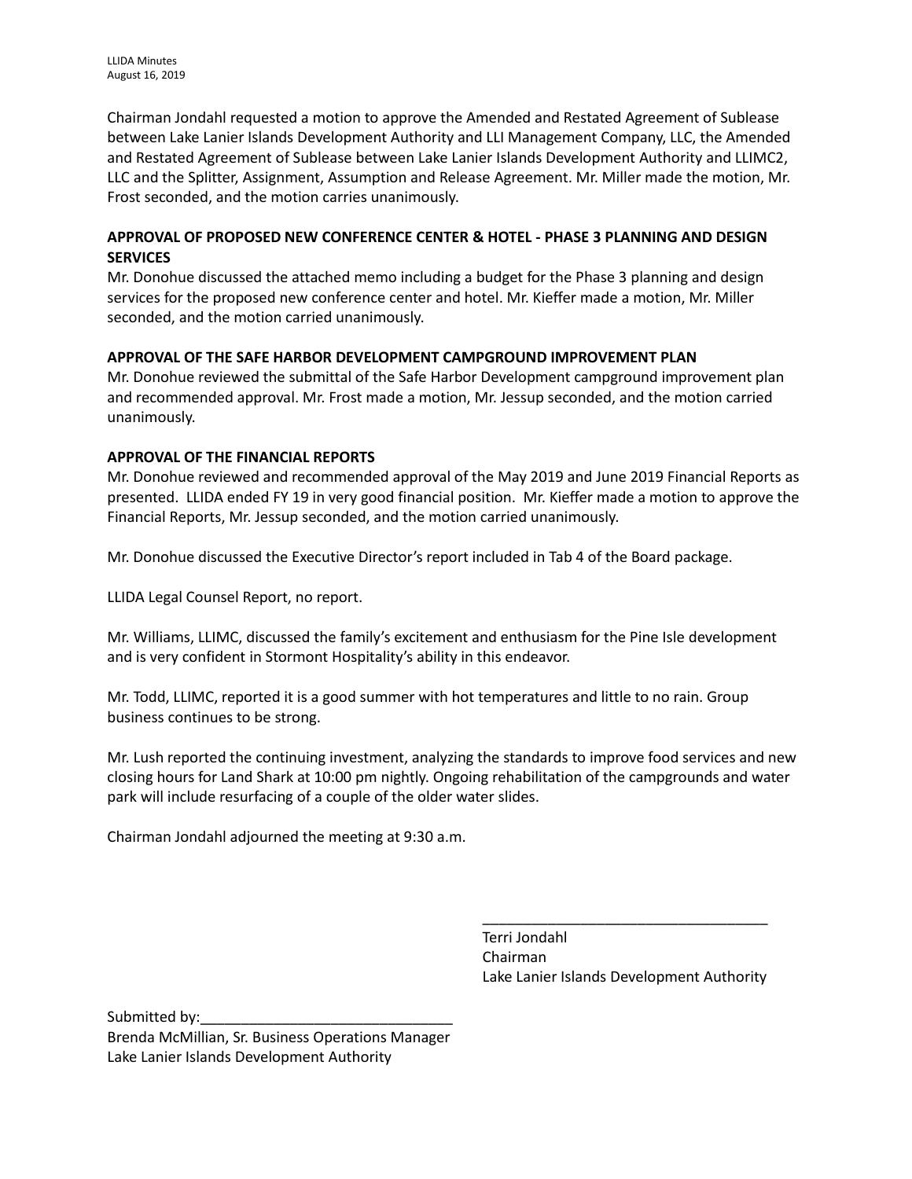Chairman Jondahl requested a motion to approve the Amended and Restated Agreement of Sublease between Lake Lanier Islands Development Authority and LLI Management Company, LLC, the Amended and Restated Agreement of Sublease between Lake Lanier Islands Development Authority and LLIMC2, LLC and the Splitter, Assignment, Assumption and Release Agreement. Mr. Miller made the motion, Mr. Frost seconded, and the motion carries unanimously.

**APPROVAL OF PROPOSED NEW CONFERENCE CENTER & HOTEL - PHASE 3 PLANNING AND DESIGN SERVICES**

Mr. Donohue discussed the attached memo including a budget for the Phase 3 planning and design services for the proposed new conference center and hotel. Mr. Kieffer made a motion, Mr. Miller seconded, and the motion carried unanimously.

**APPROVAL OF THE SAFE HARBOR DEVELOPMENT CAMPGROUND IMPROVEMENT PLAN**

Mr. Donohue reviewed the submittal of the Safe Harbor Development campground improvement plan and recommended approval. Mr. Frost made a motion, Mr. Jessup seconded, and the motion carried unanimously.

**APPROVAL OF THE FINANCIAL REPORTS**

Mr. Donohue reviewed and recommended approval of the May 2019 and June 2019 Financial Reports as presented. LLIDA ended FY 19 in very good financial position. Mr. Kieffer made a motion to approve the Financial Reports, Mr. Jessup seconded, and the motion carried unanimously.

Mr. Donohue discussed the Executive Director's report included in Tab 4 of the Board package.

LLIDA Legal Counsel Report, no report.

Mr. Williams, LLIMC, discussed the family's excitement and enthusiasm for the Pine Isle development and is very confident in Stormont Hospitality's ability in this endeavor.

Mr. Todd, LLIMC, reported it is a good summer with hot temperatures and little to no rain. Group business continues to be strong.

Mr. Lush reported the continuing investment, analyzing the standards to improve food services and new closing hours for Land Shark at 10:00 pm nightly. Ongoing rehabilitation of the campgrounds and water park will include resurfacing of a couple of the older water slides.

Chairman Jondahl adjourned the meeting at 9:30 a.m.

\_\_\_\_\_\_\_\_\_\_\_\_\_\_\_\_\_\_\_\_\_\_\_\_\_\_\_\_\_\_\_\_\_\_\_\_
Terri Jondahl
Chairman
Lake Lanier Islands Development Authority

Submitted by:\_\_\_\_\_\_\_\_\_\_\_\_\_\_\_\_\_\_\_\_\_\_\_\_\_\_\_\_\_\_\_
Brenda McMillian, Sr. Business Operations Manager
Lake Lanier Islands Development Authority